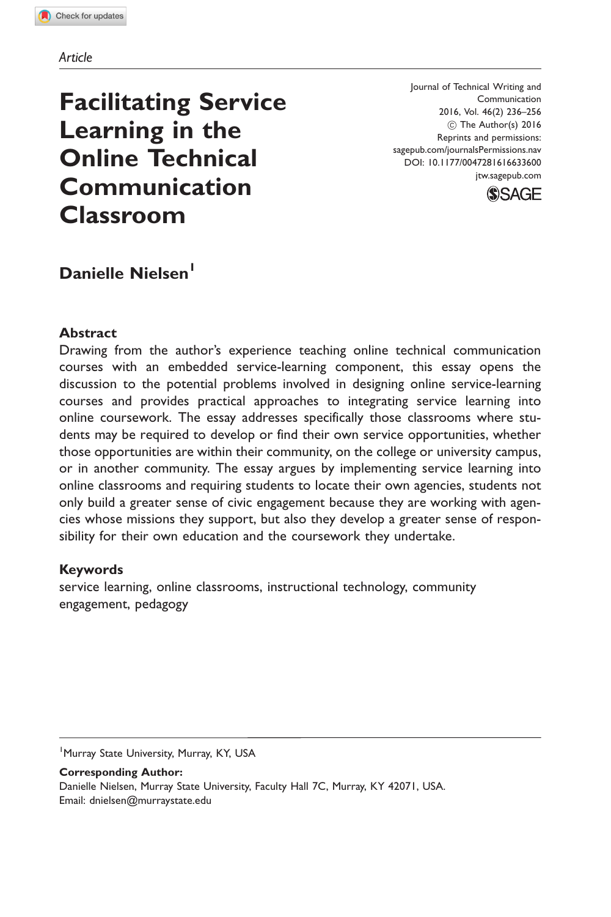*Article*

# Facilitating Service Learning in the Online Technical Communication Classroom

Journal of Technical Writing and Communication
2016, Vol. 46(2) 236–256
© The Author(s) 2016
Reprints and permissions: sagepub.com/journalsPermissions.nav
DOI: 10.1177/0047281616633600
jtw.sagepub.com

**Danielle Nielsen**[1]

## Abstract

Drawing from the author's experience teaching online technical communication courses with an embedded service-learning component, this essay opens the discussion to the potential problems involved in designing online service-learning courses and provides practical approaches to integrating service learning into online coursework. The essay addresses specifically those classrooms where students may be required to develop or find their own service opportunities, whether those opportunities are within their community, on the college or university campus, or in another community. The essay argues by implementing service learning into online classrooms and requiring students to locate their own agencies, students not only build a greater sense of civic engagement because they are working with agencies whose missions they support, but also they develop a greater sense of responsibility for their own education and the coursework they undertake.

## Keywords

service learning, online classrooms, instructional technology, community engagement, pedagogy

[1]Murray State University, Murray, KY, USA

**Corresponding Author:**
Danielle Nielsen, Murray State University, Faculty Hall 7C, Murray, KY 42071, USA.
Email: dnielsen@murraystate.edu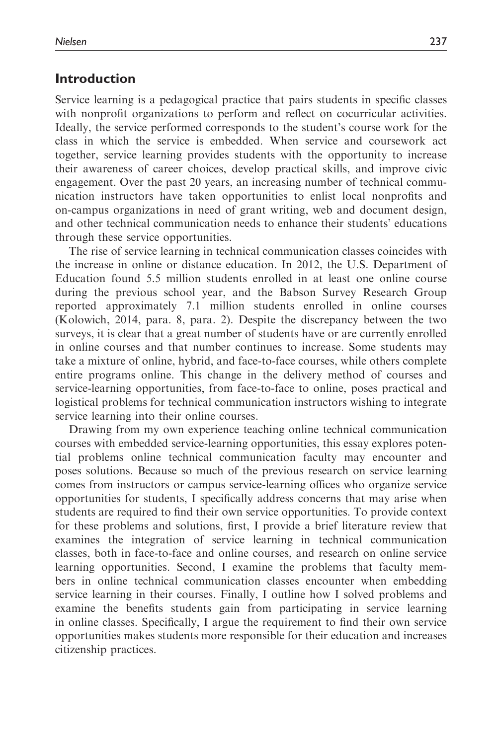## Introduction

Service learning is a pedagogical practice that pairs students in specific classes with nonprofit organizations to perform and reflect on cocurricular activities. Ideally, the service performed corresponds to the student's course work for the class in which the service is embedded. When service and coursework act together, service learning provides students with the opportunity to increase their awareness of career choices, develop practical skills, and improve civic engagement. Over the past 20 years, an increasing number of technical communication instructors have taken opportunities to enlist local nonprofits and on-campus organizations in need of grant writing, web and document design, and other technical communication needs to enhance their students' educations through these service opportunities.

The rise of service learning in technical communication classes coincides with the increase in online or distance education. In 2012, the U.S. Department of Education found 5.5 million students enrolled in at least one online course during the previous school year, and the Babson Survey Research Group reported approximately 7.1 million students enrolled in online courses (Kolowich, 2014, para. 8, para. 2). Despite the discrepancy between the two surveys, it is clear that a great number of students have or are currently enrolled in online courses and that number continues to increase. Some students may take a mixture of online, hybrid, and face-to-face courses, while others complete entire programs online. This change in the delivery method of courses and service-learning opportunities, from face-to-face to online, poses practical and logistical problems for technical communication instructors wishing to integrate service learning into their online courses.

Drawing from my own experience teaching online technical communication courses with embedded service-learning opportunities, this essay explores potential problems online technical communication faculty may encounter and poses solutions. Because so much of the previous research on service learning comes from instructors or campus service-learning offices who organize service opportunities for students, I specifically address concerns that may arise when students are required to find their own service opportunities. To provide context for these problems and solutions, first, I provide a brief literature review that examines the integration of service learning in technical communication classes, both in face-to-face and online courses, and research on online service learning opportunities. Second, I examine the problems that faculty members in online technical communication classes encounter when embedding service learning in their courses. Finally, I outline how I solved problems and examine the benefits students gain from participating in service learning in online classes. Specifically, I argue the requirement to find their own service opportunities makes students more responsible for their education and increases citizenship practices.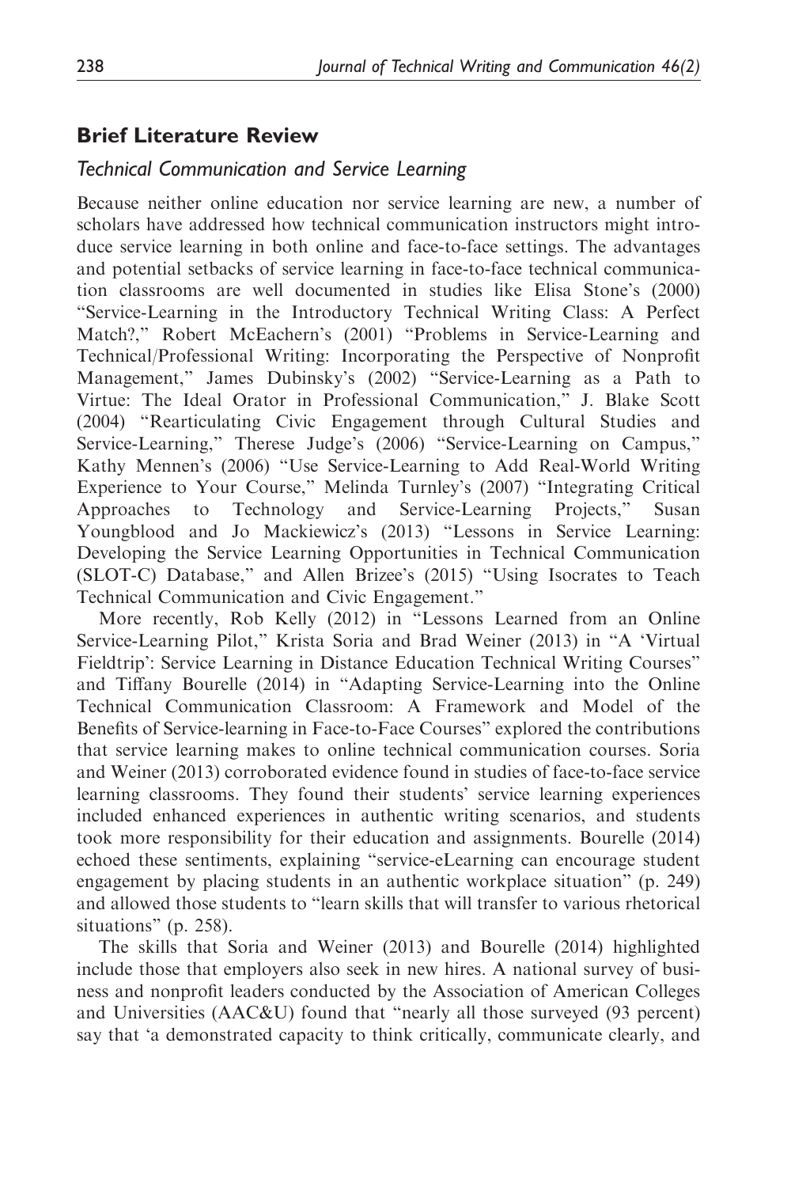## Brief Literature Review

### *Technical Communication and Service Learning*

Because neither online education nor service learning are new, a number of scholars have addressed how technical communication instructors might introduce service learning in both online and face-to-face settings. The advantages and potential setbacks of service learning in face-to-face technical communication classrooms are well documented in studies like Elisa Stone's (2000) "Service-Learning in the Introductory Technical Writing Class: A Perfect Match?," Robert McEachern's (2001) "Problems in Service-Learning and Technical/Professional Writing: Incorporating the Perspective of Nonprofit Management," James Dubinsky's (2002) "Service-Learning as a Path to Virtue: The Ideal Orator in Professional Communication," J. Blake Scott (2004) "Rearticulating Civic Engagement through Cultural Studies and Service-Learning," Therese Judge's (2006) "Service-Learning on Campus," Kathy Mennen's (2006) "Use Service-Learning to Add Real-World Writing Experience to Your Course," Melinda Turnley's (2007) "Integrating Critical Approaches to Technology and Service-Learning Projects," Susan Youngblood and Jo Mackiewicz's (2013) "Lessons in Service Learning: Developing the Service Learning Opportunities in Technical Communication (SLOT-C) Database," and Allen Brizee's (2015) "Using Isocrates to Teach Technical Communication and Civic Engagement."

More recently, Rob Kelly (2012) in "Lessons Learned from an Online Service-Learning Pilot," Krista Soria and Brad Weiner (2013) in "A 'Virtual Fieldtrip': Service Learning in Distance Education Technical Writing Courses" and Tiffany Bourelle (2014) in "Adapting Service-Learning into the Online Technical Communication Classroom: A Framework and Model of the Benefits of Service-learning in Face-to-Face Courses" explored the contributions that service learning makes to online technical communication courses. Soria and Weiner (2013) corroborated evidence found in studies of face-to-face service learning classrooms. They found their students' service learning experiences included enhanced experiences in authentic writing scenarios, and students took more responsibility for their education and assignments. Bourelle (2014) echoed these sentiments, explaining "service-eLearning can encourage student engagement by placing students in an authentic workplace situation" (p. 249) and allowed those students to "learn skills that will transfer to various rhetorical situations" (p. 258).

The skills that Soria and Weiner (2013) and Bourelle (2014) highlighted include those that employers also seek in new hires. A national survey of business and nonprofit leaders conducted by the Association of American Colleges and Universities (AAC&U) found that "nearly all those surveyed (93 percent) say that 'a demonstrated capacity to think critically, communicate clearly, and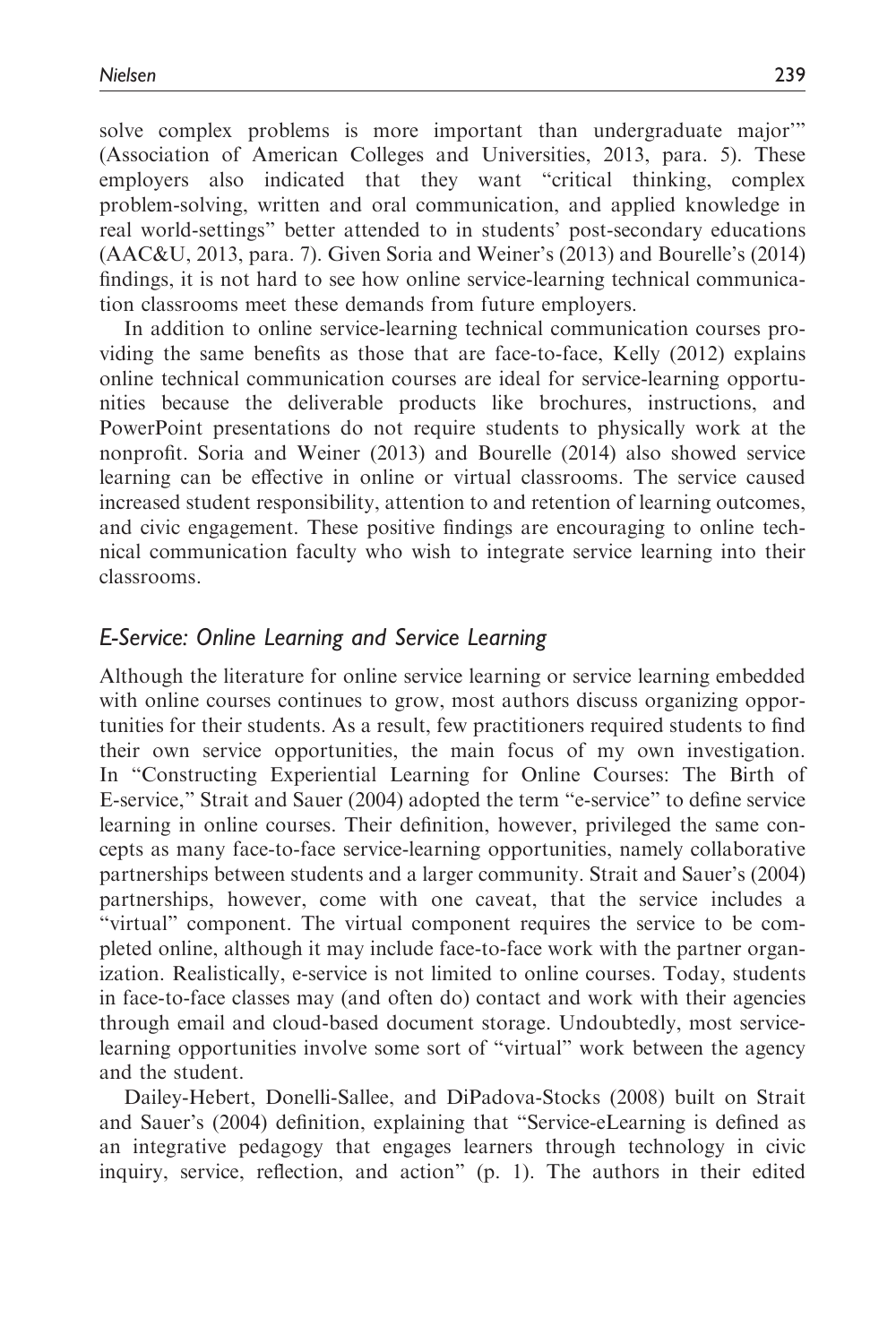solve complex problems is more important than undergraduate major'" (Association of American Colleges and Universities, 2013, para. 5). These employers also indicated that they want "critical thinking, complex problem-solving, written and oral communication, and applied knowledge in real world-settings" better attended to in students' post-secondary educations (AAC&U, 2013, para. 7). Given Soria and Weiner's (2013) and Bourelle's (2014) findings, it is not hard to see how online service-learning technical communication classrooms meet these demands from future employers.

In addition to online service-learning technical communication courses providing the same benefits as those that are face-to-face, Kelly (2012) explains online technical communication courses are ideal for service-learning opportunities because the deliverable products like brochures, instructions, and PowerPoint presentations do not require students to physically work at the nonprofit. Soria and Weiner (2013) and Bourelle (2014) also showed service learning can be effective in online or virtual classrooms. The service caused increased student responsibility, attention to and retention of learning outcomes, and civic engagement. These positive findings are encouraging to online technical communication faculty who wish to integrate service learning into their classrooms.

## *E-Service: Online Learning and Service Learning*

Although the literature for online service learning or service learning embedded with online courses continues to grow, most authors discuss organizing opportunities for their students. As a result, few practitioners required students to find their own service opportunities, the main focus of my own investigation. In "Constructing Experiential Learning for Online Courses: The Birth of E-service," Strait and Sauer (2004) adopted the term "e-service" to define service learning in online courses. Their definition, however, privileged the same concepts as many face-to-face service-learning opportunities, namely collaborative partnerships between students and a larger community. Strait and Sauer's (2004) partnerships, however, come with one caveat, that the service includes a "virtual" component. The virtual component requires the service to be completed online, although it may include face-to-face work with the partner organization. Realistically, e-service is not limited to online courses. Today, students in face-to-face classes may (and often do) contact and work with their agencies through email and cloud-based document storage. Undoubtedly, most service-learning opportunities involve some sort of "virtual" work between the agency and the student.

Dailey-Hebert, Donelli-Sallee, and DiPadova-Stocks (2008) built on Strait and Sauer's (2004) definition, explaining that "Service-eLearning is defined as an integrative pedagogy that engages learners through technology in civic inquiry, service, reflection, and action" (p. 1). The authors in their edited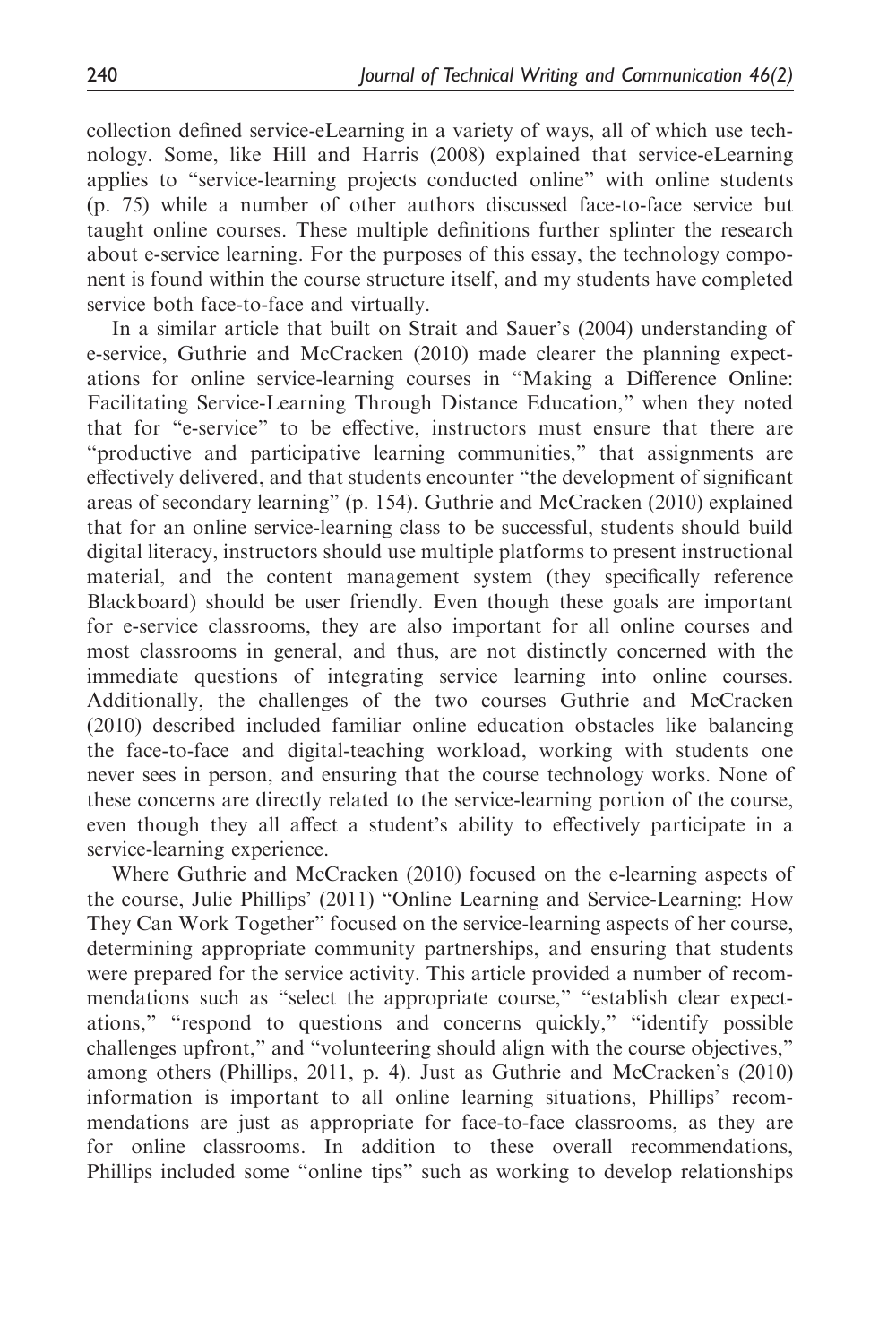collection defined service-eLearning in a variety of ways, all of which use technology. Some, like Hill and Harris (2008) explained that service-eLearning applies to "service-learning projects conducted online" with online students (p. 75) while a number of other authors discussed face-to-face service but taught online courses. These multiple definitions further splinter the research about e-service learning. For the purposes of this essay, the technology component is found within the course structure itself, and my students have completed service both face-to-face and virtually.

In a similar article that built on Strait and Sauer's (2004) understanding of e-service, Guthrie and McCracken (2010) made clearer the planning expectations for online service-learning courses in "Making a Difference Online: Facilitating Service-Learning Through Distance Education," when they noted that for "e-service" to be effective, instructors must ensure that there are "productive and participative learning communities," that assignments are effectively delivered, and that students encounter "the development of significant areas of secondary learning" (p. 154). Guthrie and McCracken (2010) explained that for an online service-learning class to be successful, students should build digital literacy, instructors should use multiple platforms to present instructional material, and the content management system (they specifically reference Blackboard) should be user friendly. Even though these goals are important for e-service classrooms, they are also important for all online courses and most classrooms in general, and thus, are not distinctly concerned with the immediate questions of integrating service learning into online courses. Additionally, the challenges of the two courses Guthrie and McCracken (2010) described included familiar online education obstacles like balancing the face-to-face and digital-teaching workload, working with students one never sees in person, and ensuring that the course technology works. None of these concerns are directly related to the service-learning portion of the course, even though they all affect a student's ability to effectively participate in a service-learning experience.

Where Guthrie and McCracken (2010) focused on the e-learning aspects of the course, Julie Phillips' (2011) "Online Learning and Service-Learning: How They Can Work Together" focused on the service-learning aspects of her course, determining appropriate community partnerships, and ensuring that students were prepared for the service activity. This article provided a number of recommendations such as "select the appropriate course," "establish clear expectations," "respond to questions and concerns quickly," "identify possible challenges upfront," and "volunteering should align with the course objectives," among others (Phillips, 2011, p. 4). Just as Guthrie and McCracken's (2010) information is important to all online learning situations, Phillips' recommendations are just as appropriate for face-to-face classrooms, as they are for online classrooms. In addition to these overall recommendations, Phillips included some "online tips" such as working to develop relationships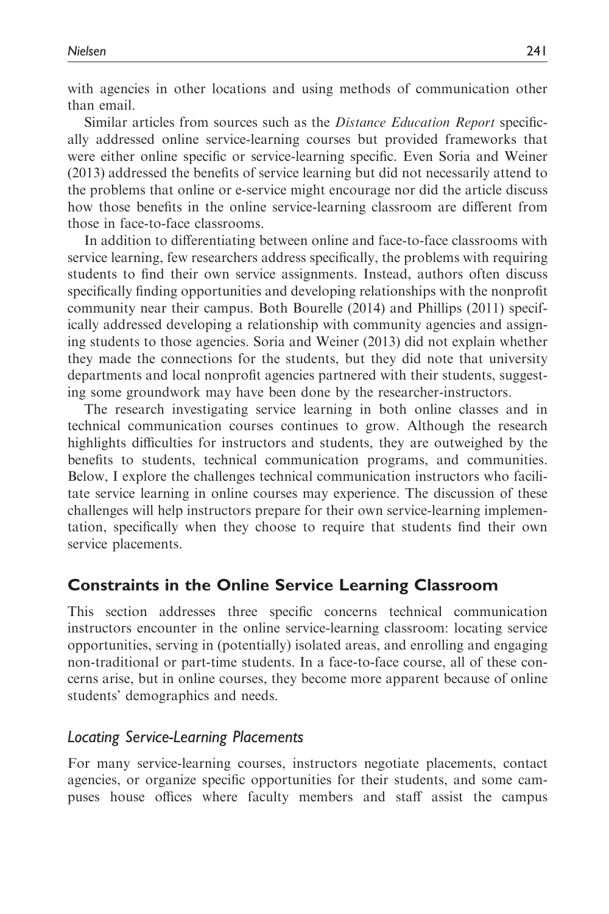with agencies in other locations and using methods of communication other than email.

Similar articles from sources such as the *Distance Education Report* specifically addressed online service-learning courses but provided frameworks that were either online specific or service-learning specific. Even Soria and Weiner (2013) addressed the benefits of service learning but did not necessarily attend to the problems that online or e-service might encourage nor did the article discuss how those benefits in the online service-learning classroom are different from those in face-to-face classrooms.

In addition to differentiating between online and face-to-face classrooms with service learning, few researchers address specifically, the problems with requiring students to find their own service assignments. Instead, authors often discuss specifically finding opportunities and developing relationships with the nonprofit community near their campus. Both Bourelle (2014) and Phillips (2011) specifically addressed developing a relationship with community agencies and assigning students to those agencies. Soria and Weiner (2013) did not explain whether they made the connections for the students, but they did note that university departments and local nonprofit agencies partnered with their students, suggesting some groundwork may have been done by the researcher-instructors.

The research investigating service learning in both online classes and in technical communication courses continues to grow. Although the research highlights difficulties for instructors and students, they are outweighed by the benefits to students, technical communication programs, and communities. Below, I explore the challenges technical communication instructors who facilitate service learning in online courses may experience. The discussion of these challenges will help instructors prepare for their own service-learning implementation, specifically when they choose to require that students find their own service placements.

## Constraints in the Online Service Learning Classroom

This section addresses three specific concerns technical communication instructors encounter in the online service-learning classroom: locating service opportunities, serving in (potentially) isolated areas, and enrolling and engaging non-traditional or part-time students. In a face-to-face course, all of these concerns arise, but in online courses, they become more apparent because of online students' demographics and needs.

### *Locating Service-Learning Placements*

For many service-learning courses, instructors negotiate placements, contact agencies, or organize specific opportunities for their students, and some campuses house offices where faculty members and staff assist the campus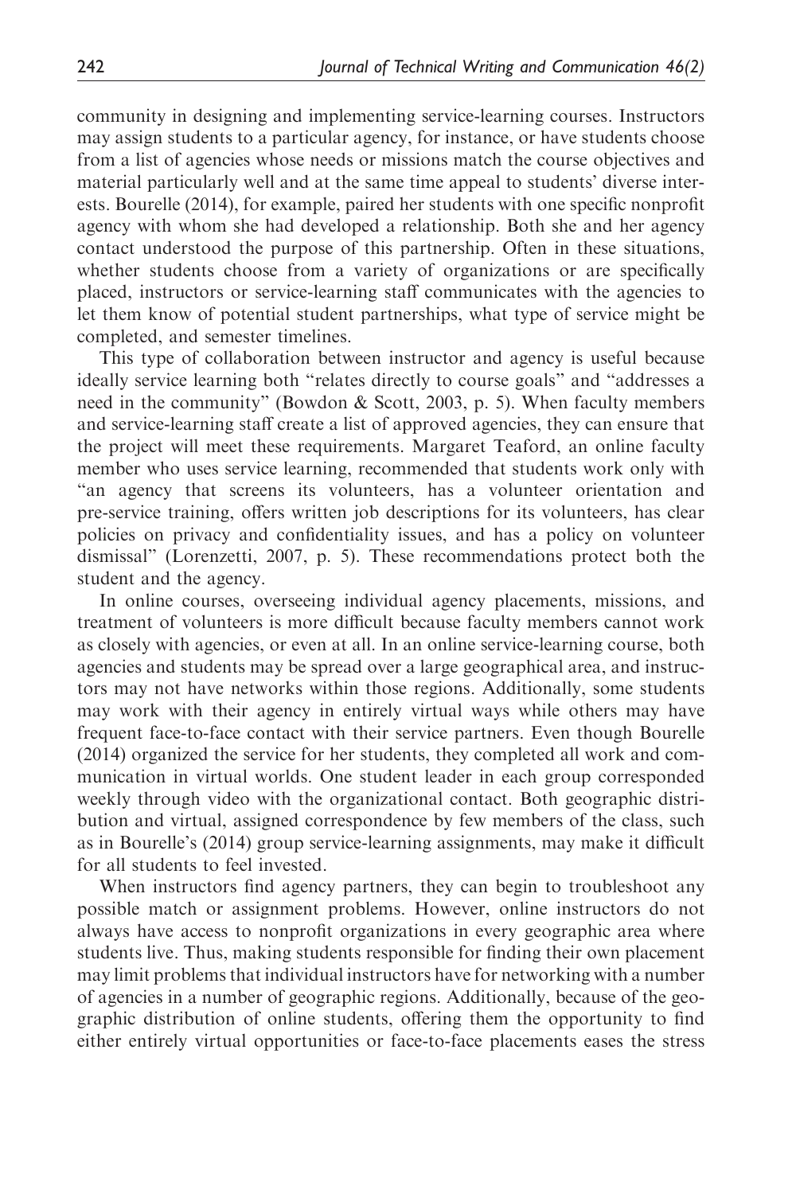community in designing and implementing service-learning courses. Instructors may assign students to a particular agency, for instance, or have students choose from a list of agencies whose needs or missions match the course objectives and material particularly well and at the same time appeal to students' diverse interests. Bourelle (2014), for example, paired her students with one specific nonprofit agency with whom she had developed a relationship. Both she and her agency contact understood the purpose of this partnership. Often in these situations, whether students choose from a variety of organizations or are specifically placed, instructors or service-learning staff communicates with the agencies to let them know of potential student partnerships, what type of service might be completed, and semester timelines.

This type of collaboration between instructor and agency is useful because ideally service learning both "relates directly to course goals" and "addresses a need in the community" (Bowdon & Scott, 2003, p. 5). When faculty members and service-learning staff create a list of approved agencies, they can ensure that the project will meet these requirements. Margaret Teaford, an online faculty member who uses service learning, recommended that students work only with "an agency that screens its volunteers, has a volunteer orientation and pre-service training, offers written job descriptions for its volunteers, has clear policies on privacy and confidentiality issues, and has a policy on volunteer dismissal" (Lorenzetti, 2007, p. 5). These recommendations protect both the student and the agency.

In online courses, overseeing individual agency placements, missions, and treatment of volunteers is more difficult because faculty members cannot work as closely with agencies, or even at all. In an online service-learning course, both agencies and students may be spread over a large geographical area, and instructors may not have networks within those regions. Additionally, some students may work with their agency in entirely virtual ways while others may have frequent face-to-face contact with their service partners. Even though Bourelle (2014) organized the service for her students, they completed all work and communication in virtual worlds. One student leader in each group corresponded weekly through video with the organizational contact. Both geographic distribution and virtual, assigned correspondence by few members of the class, such as in Bourelle's (2014) group service-learning assignments, may make it difficult for all students to feel invested.

When instructors find agency partners, they can begin to troubleshoot any possible match or assignment problems. However, online instructors do not always have access to nonprofit organizations in every geographic area where students live. Thus, making students responsible for finding their own placement may limit problems that individual instructors have for networking with a number of agencies in a number of geographic regions. Additionally, because of the geographic distribution of online students, offering them the opportunity to find either entirely virtual opportunities or face-to-face placements eases the stress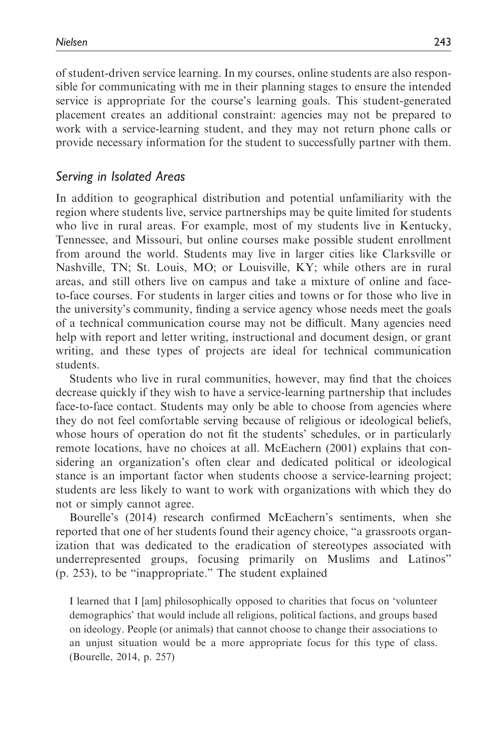of student-driven service learning. In my courses, online students are also responsible for communicating with me in their planning stages to ensure the intended service is appropriate for the course's learning goals. This student-generated placement creates an additional constraint: agencies may not be prepared to work with a service-learning student, and they may not return phone calls or provide necessary information for the student to successfully partner with them.

### *Serving in Isolated Areas*

In addition to geographical distribution and potential unfamiliarity with the region where students live, service partnerships may be quite limited for students who live in rural areas. For example, most of my students live in Kentucky, Tennessee, and Missouri, but online courses make possible student enrollment from around the world. Students may live in larger cities like Clarksville or Nashville, TN; St. Louis, MO; or Louisville, KY; while others are in rural areas, and still others live on campus and take a mixture of online and face-to-face courses. For students in larger cities and towns or for those who live in the university's community, finding a service agency whose needs meet the goals of a technical communication course may not be difficult. Many agencies need help with report and letter writing, instructional and document design, or grant writing, and these types of projects are ideal for technical communication students.

Students who live in rural communities, however, may find that the choices decrease quickly if they wish to have a service-learning partnership that includes face-to-face contact. Students may only be able to choose from agencies where they do not feel comfortable serving because of religious or ideological beliefs, whose hours of operation do not fit the students' schedules, or in particularly remote locations, have no choices at all. McEachern (2001) explains that considering an organization's often clear and dedicated political or ideological stance is an important factor when students choose a service-learning project; students are less likely to want to work with organizations with which they do not or simply cannot agree.

Bourelle's (2014) research confirmed McEachern's sentiments, when she reported that one of her students found their agency choice, "a grassroots organization that was dedicated to the eradication of stereotypes associated with underrepresented groups, focusing primarily on Muslims and Latinos" (p. 253), to be "inappropriate." The student explained

> I learned that I [am] philosophically opposed to charities that focus on 'volunteer demographics' that would include all religions, political factions, and groups based on ideology. People (or animals) that cannot choose to change their associations to an unjust situation would be a more appropriate focus for this type of class. (Bourelle, 2014, p. 257)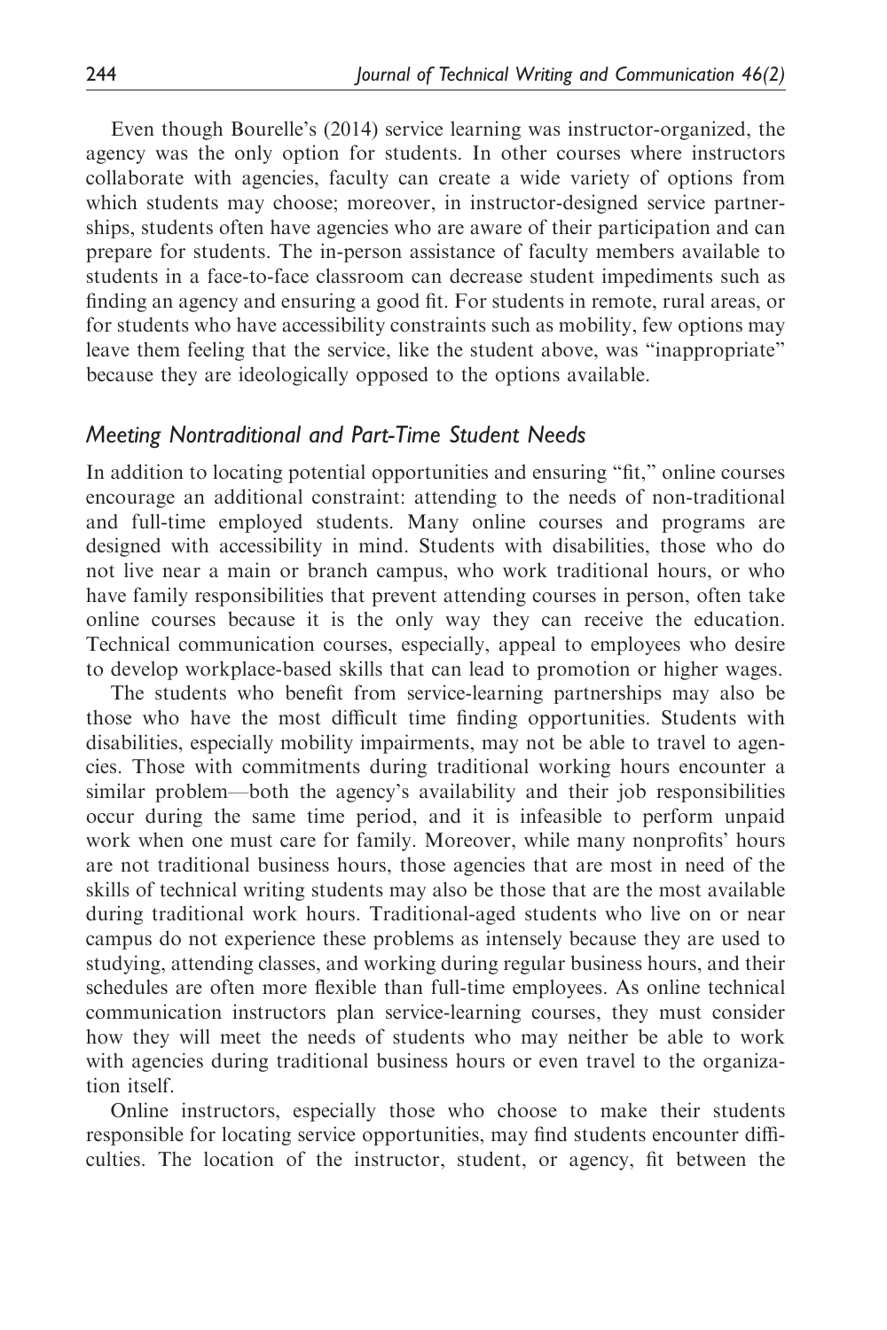Even though Bourelle's (2014) service learning was instructor-organized, the agency was the only option for students. In other courses where instructors collaborate with agencies, faculty can create a wide variety of options from which students may choose; moreover, in instructor-designed service partnerships, students often have agencies who are aware of their participation and can prepare for students. The in-person assistance of faculty members available to students in a face-to-face classroom can decrease student impediments such as finding an agency and ensuring a good fit. For students in remote, rural areas, or for students who have accessibility constraints such as mobility, few options may leave them feeling that the service, like the student above, was "inappropriate" because they are ideologically opposed to the options available.

### *Meeting Nontraditional and Part-Time Student Needs*

In addition to locating potential opportunities and ensuring "fit," online courses encourage an additional constraint: attending to the needs of non-traditional and full-time employed students. Many online courses and programs are designed with accessibility in mind. Students with disabilities, those who do not live near a main or branch campus, who work traditional hours, or who have family responsibilities that prevent attending courses in person, often take online courses because it is the only way they can receive the education. Technical communication courses, especially, appeal to employees who desire to develop workplace-based skills that can lead to promotion or higher wages.

The students who benefit from service-learning partnerships may also be those who have the most difficult time finding opportunities. Students with disabilities, especially mobility impairments, may not be able to travel to agencies. Those with commitments during traditional working hours encounter a similar problem—both the agency's availability and their job responsibilities occur during the same time period, and it is infeasible to perform unpaid work when one must care for family. Moreover, while many nonprofits' hours are not traditional business hours, those agencies that are most in need of the skills of technical writing students may also be those that are the most available during traditional work hours. Traditional-aged students who live on or near campus do not experience these problems as intensely because they are used to studying, attending classes, and working during regular business hours, and their schedules are often more flexible than full-time employees. As online technical communication instructors plan service-learning courses, they must consider how they will meet the needs of students who may neither be able to work with agencies during traditional business hours or even travel to the organization itself.

Online instructors, especially those who choose to make their students responsible for locating service opportunities, may find students encounter difficulties. The location of the instructor, student, or agency, fit between the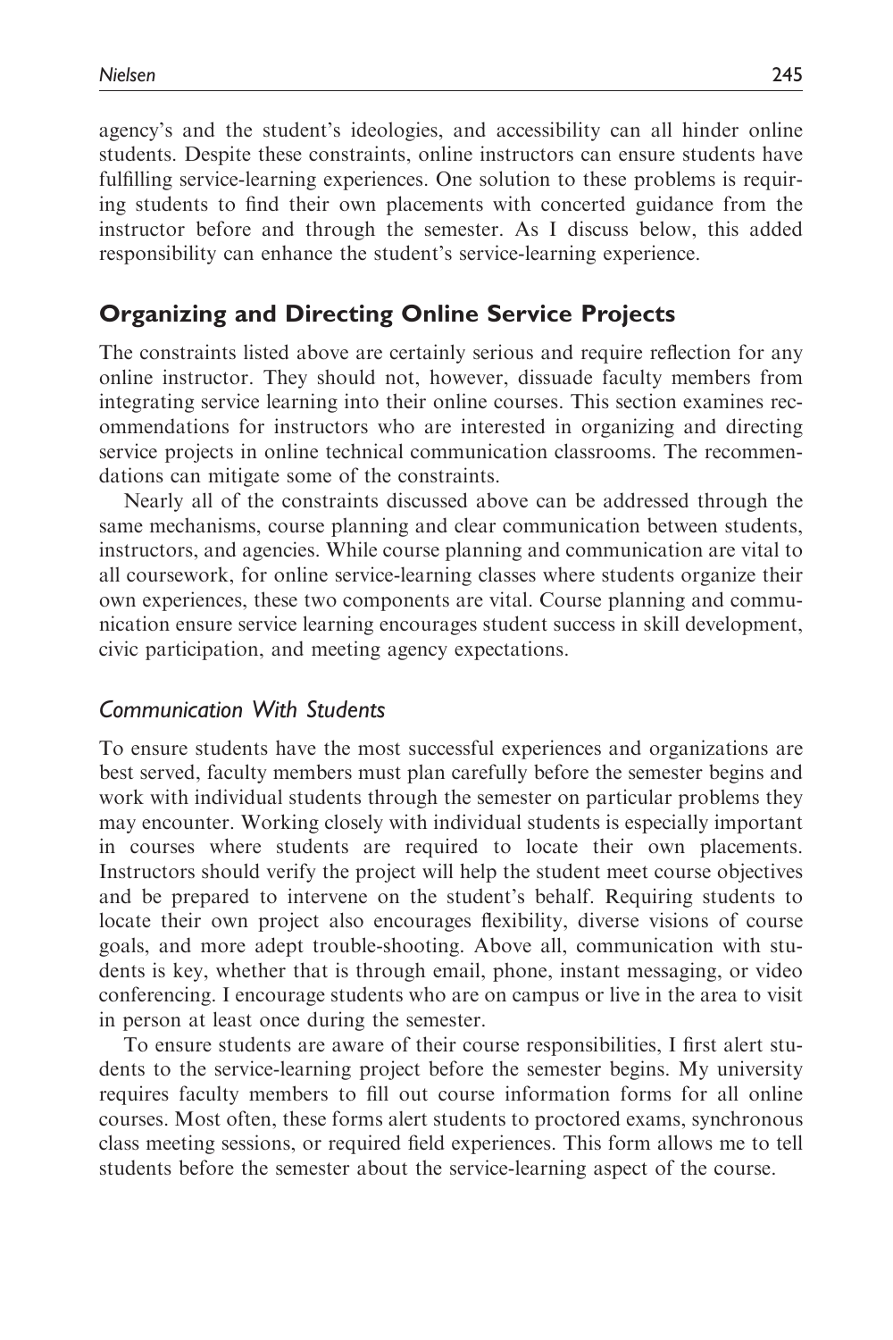agency's and the student's ideologies, and accessibility can all hinder online students. Despite these constraints, online instructors can ensure students have fulfilling service-learning experiences. One solution to these problems is requiring students to find their own placements with concerted guidance from the instructor before and through the semester. As I discuss below, this added responsibility can enhance the student's service-learning experience.

## Organizing and Directing Online Service Projects

The constraints listed above are certainly serious and require reflection for any online instructor. They should not, however, dissuade faculty members from integrating service learning into their online courses. This section examines recommendations for instructors who are interested in organizing and directing service projects in online technical communication classrooms. The recommendations can mitigate some of the constraints.

Nearly all of the constraints discussed above can be addressed through the same mechanisms, course planning and clear communication between students, instructors, and agencies. While course planning and communication are vital to all coursework, for online service-learning classes where students organize their own experiences, these two components are vital. Course planning and communication ensure service learning encourages student success in skill development, civic participation, and meeting agency expectations.

### *Communication With Students*

To ensure students have the most successful experiences and organizations are best served, faculty members must plan carefully before the semester begins and work with individual students through the semester on particular problems they may encounter. Working closely with individual students is especially important in courses where students are required to locate their own placements. Instructors should verify the project will help the student meet course objectives and be prepared to intervene on the student's behalf. Requiring students to locate their own project also encourages flexibility, diverse visions of course goals, and more adept trouble-shooting. Above all, communication with students is key, whether that is through email, phone, instant messaging, or video conferencing. I encourage students who are on campus or live in the area to visit in person at least once during the semester.

To ensure students are aware of their course responsibilities, I first alert students to the service-learning project before the semester begins. My university requires faculty members to fill out course information forms for all online courses. Most often, these forms alert students to proctored exams, synchronous class meeting sessions, or required field experiences. This form allows me to tell students before the semester about the service-learning aspect of the course.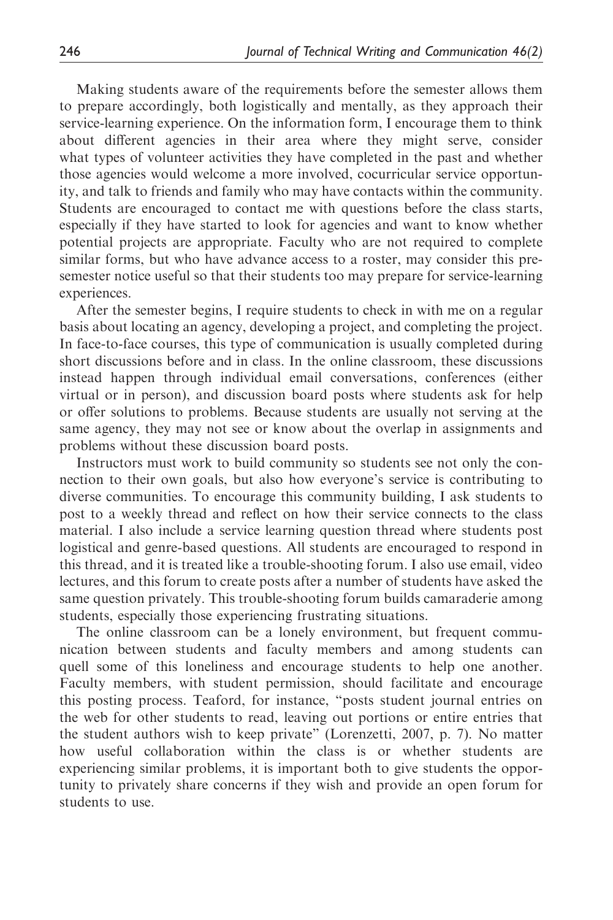Making students aware of the requirements before the semester allows them to prepare accordingly, both logistically and mentally, as they approach their service-learning experience. On the information form, I encourage them to think about different agencies in their area where they might serve, consider what types of volunteer activities they have completed in the past and whether those agencies would welcome a more involved, cocurricular service opportunity, and talk to friends and family who may have contacts within the community. Students are encouraged to contact me with questions before the class starts, especially if they have started to look for agencies and want to know whether potential projects are appropriate. Faculty who are not required to complete similar forms, but who have advance access to a roster, may consider this pre-semester notice useful so that their students too may prepare for service-learning experiences.

After the semester begins, I require students to check in with me on a regular basis about locating an agency, developing a project, and completing the project. In face-to-face courses, this type of communication is usually completed during short discussions before and in class. In the online classroom, these discussions instead happen through individual email conversations, conferences (either virtual or in person), and discussion board posts where students ask for help or offer solutions to problems. Because students are usually not serving at the same agency, they may not see or know about the overlap in assignments and problems without these discussion board posts.

Instructors must work to build community so students see not only the connection to their own goals, but also how everyone's service is contributing to diverse communities. To encourage this community building, I ask students to post to a weekly thread and reflect on how their service connects to the class material. I also include a service learning question thread where students post logistical and genre-based questions. All students are encouraged to respond in this thread, and it is treated like a trouble-shooting forum. I also use email, video lectures, and this forum to create posts after a number of students have asked the same question privately. This trouble-shooting forum builds camaraderie among students, especially those experiencing frustrating situations.

The online classroom can be a lonely environment, but frequent communication between students and faculty members and among students can quell some of this loneliness and encourage students to help one another. Faculty members, with student permission, should facilitate and encourage this posting process. Teaford, for instance, "posts student journal entries on the web for other students to read, leaving out portions or entire entries that the student authors wish to keep private" (Lorenzetti, 2007, p. 7). No matter how useful collaboration within the class is or whether students are experiencing similar problems, it is important both to give students the opportunity to privately share concerns if they wish and provide an open forum for students to use.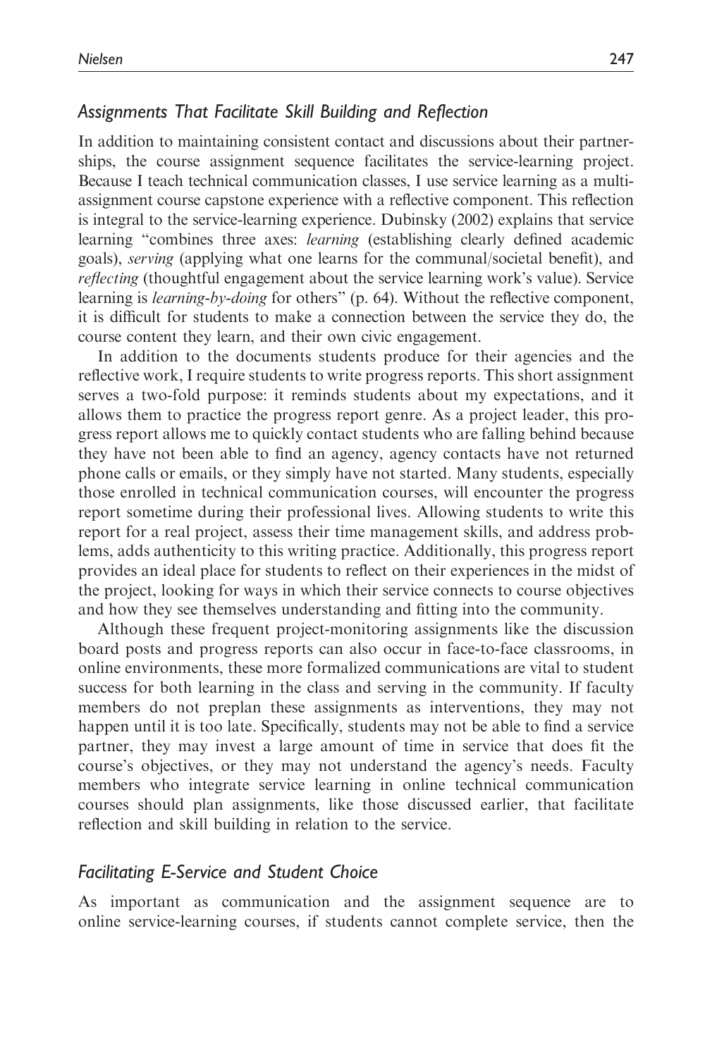### *Assignments That Facilitate Skill Building and Reflection*

In addition to maintaining consistent contact and discussions about their partnerships, the course assignment sequence facilitates the service-learning project. Because I teach technical communication classes, I use service learning as a multi-assignment course capstone experience with a reflective component. This reflection is integral to the service-learning experience. Dubinsky (2002) explains that service learning "combines three axes: *learning* (establishing clearly defined academic goals), *serving* (applying what one learns for the communal/societal benefit), and *reflecting* (thoughtful engagement about the service learning work's value). Service learning is *learning-by-doing* for others" (p. 64). Without the reflective component, it is difficult for students to make a connection between the service they do, the course content they learn, and their own civic engagement.

In addition to the documents students produce for their agencies and the reflective work, I require students to write progress reports. This short assignment serves a two-fold purpose: it reminds students about my expectations, and it allows them to practice the progress report genre. As a project leader, this progress report allows me to quickly contact students who are falling behind because they have not been able to find an agency, agency contacts have not returned phone calls or emails, or they simply have not started. Many students, especially those enrolled in technical communication courses, will encounter the progress report sometime during their professional lives. Allowing students to write this report for a real project, assess their time management skills, and address problems, adds authenticity to this writing practice. Additionally, this progress report provides an ideal place for students to reflect on their experiences in the midst of the project, looking for ways in which their service connects to course objectives and how they see themselves understanding and fitting into the community.

Although these frequent project-monitoring assignments like the discussion board posts and progress reports can also occur in face-to-face classrooms, in online environments, these more formalized communications are vital to student success for both learning in the class and serving in the community. If faculty members do not preplan these assignments as interventions, they may not happen until it is too late. Specifically, students may not be able to find a service partner, they may invest a large amount of time in service that does fit the course's objectives, or they may not understand the agency's needs. Faculty members who integrate service learning in online technical communication courses should plan assignments, like those discussed earlier, that facilitate reflection and skill building in relation to the service.

### *Facilitating E-Service and Student Choice*

As important as communication and the assignment sequence are to online service-learning courses, if students cannot complete service, then the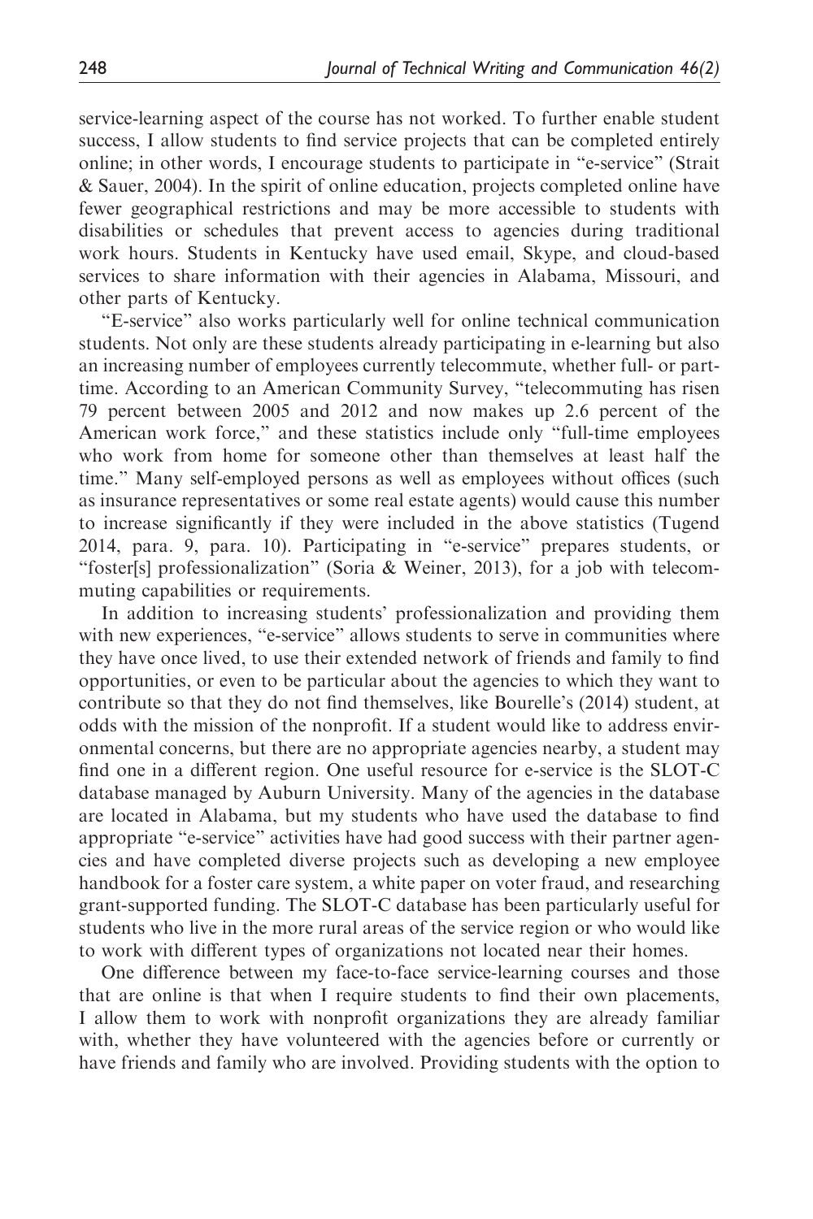service-learning aspect of the course has not worked. To further enable student success, I allow students to find service projects that can be completed entirely online; in other words, I encourage students to participate in "e-service" (Strait & Sauer, 2004). In the spirit of online education, projects completed online have fewer geographical restrictions and may be more accessible to students with disabilities or schedules that prevent access to agencies during traditional work hours. Students in Kentucky have used email, Skype, and cloud-based services to share information with their agencies in Alabama, Missouri, and other parts of Kentucky.

"E-service" also works particularly well for online technical communication students. Not only are these students already participating in e-learning but also an increasing number of employees currently telecommute, whether full- or part-time. According to an American Community Survey, "telecommuting has risen 79 percent between 2005 and 2012 and now makes up 2.6 percent of the American work force," and these statistics include only "full-time employees who work from home for someone other than themselves at least half the time." Many self-employed persons as well as employees without offices (such as insurance representatives or some real estate agents) would cause this number to increase significantly if they were included in the above statistics (Tugend 2014, para. 9, para. 10). Participating in "e-service" prepares students, or "foster[s] professionalization" (Soria & Weiner, 2013), for a job with telecommuting capabilities or requirements.

In addition to increasing students' professionalization and providing them with new experiences, "e-service" allows students to serve in communities where they have once lived, to use their extended network of friends and family to find opportunities, or even to be particular about the agencies to which they want to contribute so that they do not find themselves, like Bourelle's (2014) student, at odds with the mission of the nonprofit. If a student would like to address environmental concerns, but there are no appropriate agencies nearby, a student may find one in a different region. One useful resource for e-service is the SLOT-C database managed by Auburn University. Many of the agencies in the database are located in Alabama, but my students who have used the database to find appropriate "e-service" activities have had good success with their partner agencies and have completed diverse projects such as developing a new employee handbook for a foster care system, a white paper on voter fraud, and researching grant-supported funding. The SLOT-C database has been particularly useful for students who live in the more rural areas of the service region or who would like to work with different types of organizations not located near their homes.

One difference between my face-to-face service-learning courses and those that are online is that when I require students to find their own placements, I allow them to work with nonprofit organizations they are already familiar with, whether they have volunteered with the agencies before or currently or have friends and family who are involved. Providing students with the option to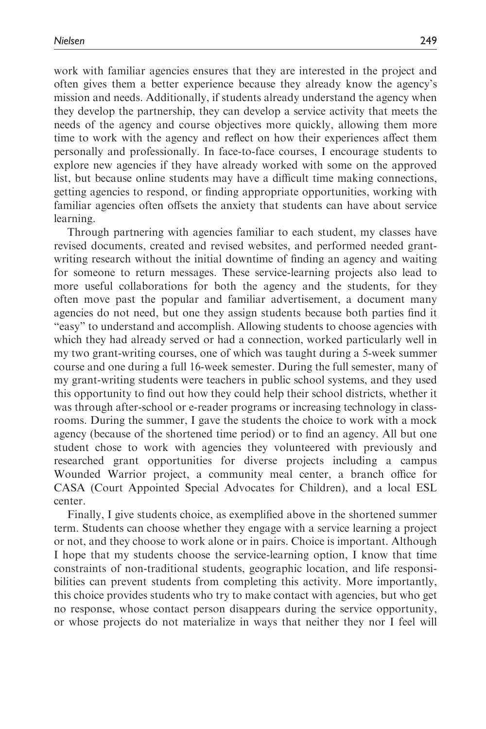work with familiar agencies ensures that they are interested in the project and often gives them a better experience because they already know the agency's mission and needs. Additionally, if students already understand the agency when they develop the partnership, they can develop a service activity that meets the needs of the agency and course objectives more quickly, allowing them more time to work with the agency and reflect on how their experiences affect them personally and professionally. In face-to-face courses, I encourage students to explore new agencies if they have already worked with some on the approved list, but because online students may have a difficult time making connections, getting agencies to respond, or finding appropriate opportunities, working with familiar agencies often offsets the anxiety that students can have about service learning.

Through partnering with agencies familiar to each student, my classes have revised documents, created and revised websites, and performed needed grant-writing research without the initial downtime of finding an agency and waiting for someone to return messages. These service-learning projects also lead to more useful collaborations for both the agency and the students, for they often move past the popular and familiar advertisement, a document many agencies do not need, but one they assign students because both parties find it "easy" to understand and accomplish. Allowing students to choose agencies with which they had already served or had a connection, worked particularly well in my two grant-writing courses, one of which was taught during a 5-week summer course and one during a full 16-week semester. During the full semester, many of my grant-writing students were teachers in public school systems, and they used this opportunity to find out how they could help their school districts, whether it was through after-school or e-reader programs or increasing technology in classrooms. During the summer, I gave the students the choice to work with a mock agency (because of the shortened time period) or to find an agency. All but one student chose to work with agencies they volunteered with previously and researched grant opportunities for diverse projects including a campus Wounded Warrior project, a community meal center, a branch office for CASA (Court Appointed Special Advocates for Children), and a local ESL center.

Finally, I give students choice, as exemplified above in the shortened summer term. Students can choose whether they engage with a service learning a project or not, and they choose to work alone or in pairs. Choice is important. Although I hope that my students choose the service-learning option, I know that time constraints of non-traditional students, geographic location, and life responsibilities can prevent students from completing this activity. More importantly, this choice provides students who try to make contact with agencies, but who get no response, whose contact person disappears during the service opportunity, or whose projects do not materialize in ways that neither they nor I feel will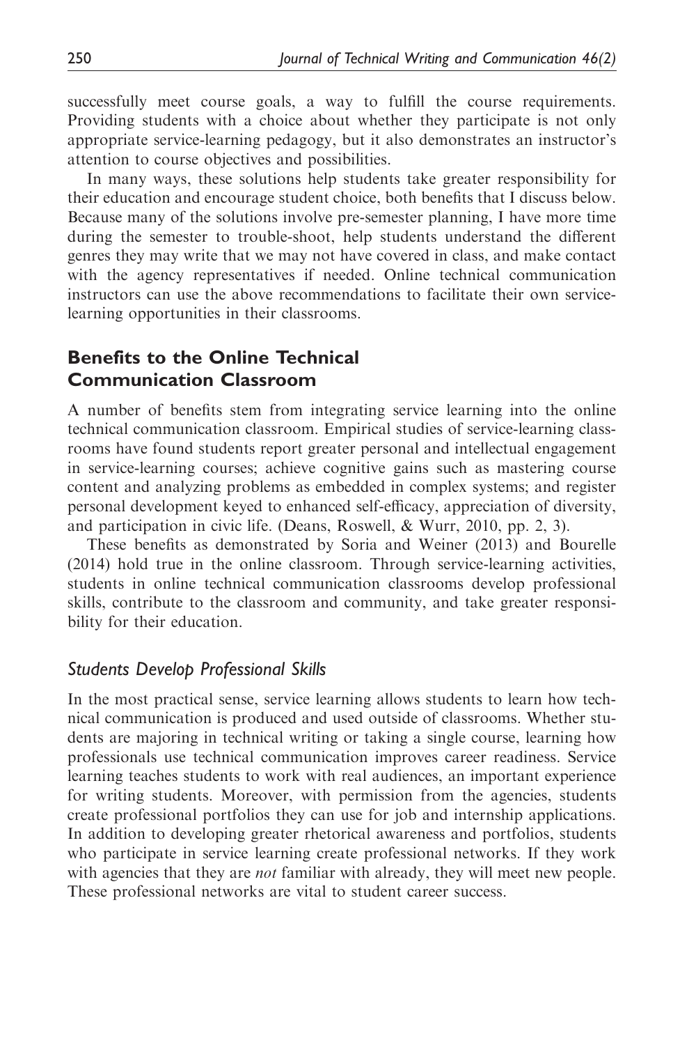successfully meet course goals, a way to fulfill the course requirements. Providing students with a choice about whether they participate is not only appropriate service-learning pedagogy, but it also demonstrates an instructor's attention to course objectives and possibilities.

In many ways, these solutions help students take greater responsibility for their education and encourage student choice, both benefits that I discuss below. Because many of the solutions involve pre-semester planning, I have more time during the semester to trouble-shoot, help students understand the different genres they may write that we may not have covered in class, and make contact with the agency representatives if needed. Online technical communication instructors can use the above recommendations to facilitate their own service-learning opportunities in their classrooms.

## Benefits to the Online Technical Communication Classroom

A number of benefits stem from integrating service learning into the online technical communication classroom. Empirical studies of service-learning classrooms have found students report greater personal and intellectual engagement in service-learning courses; achieve cognitive gains such as mastering course content and analyzing problems as embedded in complex systems; and register personal development keyed to enhanced self-efficacy, appreciation of diversity, and participation in civic life. (Deans, Roswell, & Wurr, 2010, pp. 2, 3).

These benefits as demonstrated by Soria and Weiner (2013) and Bourelle (2014) hold true in the online classroom. Through service-learning activities, students in online technical communication classrooms develop professional skills, contribute to the classroom and community, and take greater responsibility for their education.

### *Students Develop Professional Skills*

In the most practical sense, service learning allows students to learn how technical communication is produced and used outside of classrooms. Whether students are majoring in technical writing or taking a single course, learning how professionals use technical communication improves career readiness. Service learning teaches students to work with real audiences, an important experience for writing students. Moreover, with permission from the agencies, students create professional portfolios they can use for job and internship applications. In addition to developing greater rhetorical awareness and portfolios, students who participate in service learning create professional networks. If they work with agencies that they are *not* familiar with already, they will meet new people. These professional networks are vital to student career success.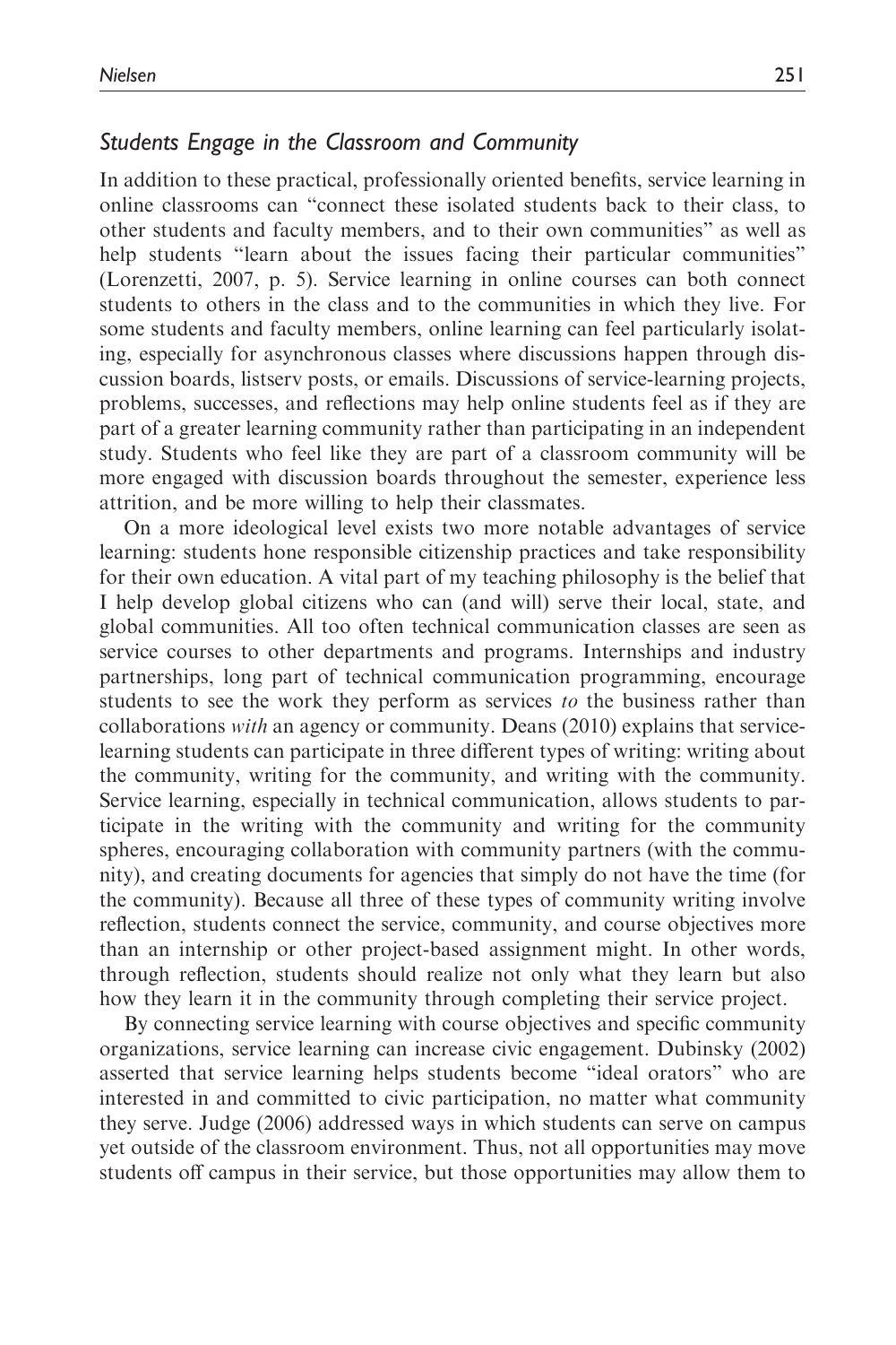### *Students Engage in the Classroom and Community*

In addition to these practical, professionally oriented benefits, service learning in online classrooms can "connect these isolated students back to their class, to other students and faculty members, and to their own communities" as well as help students "learn about the issues facing their particular communities" (Lorenzetti, 2007, p. 5). Service learning in online courses can both connect students to others in the class and to the communities in which they live. For some students and faculty members, online learning can feel particularly isolating, especially for asynchronous classes where discussions happen through discussion boards, listserv posts, or emails. Discussions of service-learning projects, problems, successes, and reflections may help online students feel as if they are part of a greater learning community rather than participating in an independent study. Students who feel like they are part of a classroom community will be more engaged with discussion boards throughout the semester, experience less attrition, and be more willing to help their classmates.

On a more ideological level exists two more notable advantages of service learning: students hone responsible citizenship practices and take responsibility for their own education. A vital part of my teaching philosophy is the belief that I help develop global citizens who can (and will) serve their local, state, and global communities. All too often technical communication classes are seen as service courses to other departments and programs. Internships and industry partnerships, long part of technical communication programming, encourage students to see the work they perform as services *to* the business rather than collaborations *with* an agency or community. Deans (2010) explains that service-learning students can participate in three different types of writing: writing about the community, writing for the community, and writing with the community. Service learning, especially in technical communication, allows students to participate in the writing with the community and writing for the community spheres, encouraging collaboration with community partners (with the community), and creating documents for agencies that simply do not have the time (for the community). Because all three of these types of community writing involve reflection, students connect the service, community, and course objectives more than an internship or other project-based assignment might. In other words, through reflection, students should realize not only what they learn but also how they learn it in the community through completing their service project.

By connecting service learning with course objectives and specific community organizations, service learning can increase civic engagement. Dubinsky (2002) asserted that service learning helps students become "ideal orators" who are interested in and committed to civic participation, no matter what community they serve. Judge (2006) addressed ways in which students can serve on campus yet outside of the classroom environment. Thus, not all opportunities may move students off campus in their service, but those opportunities may allow them to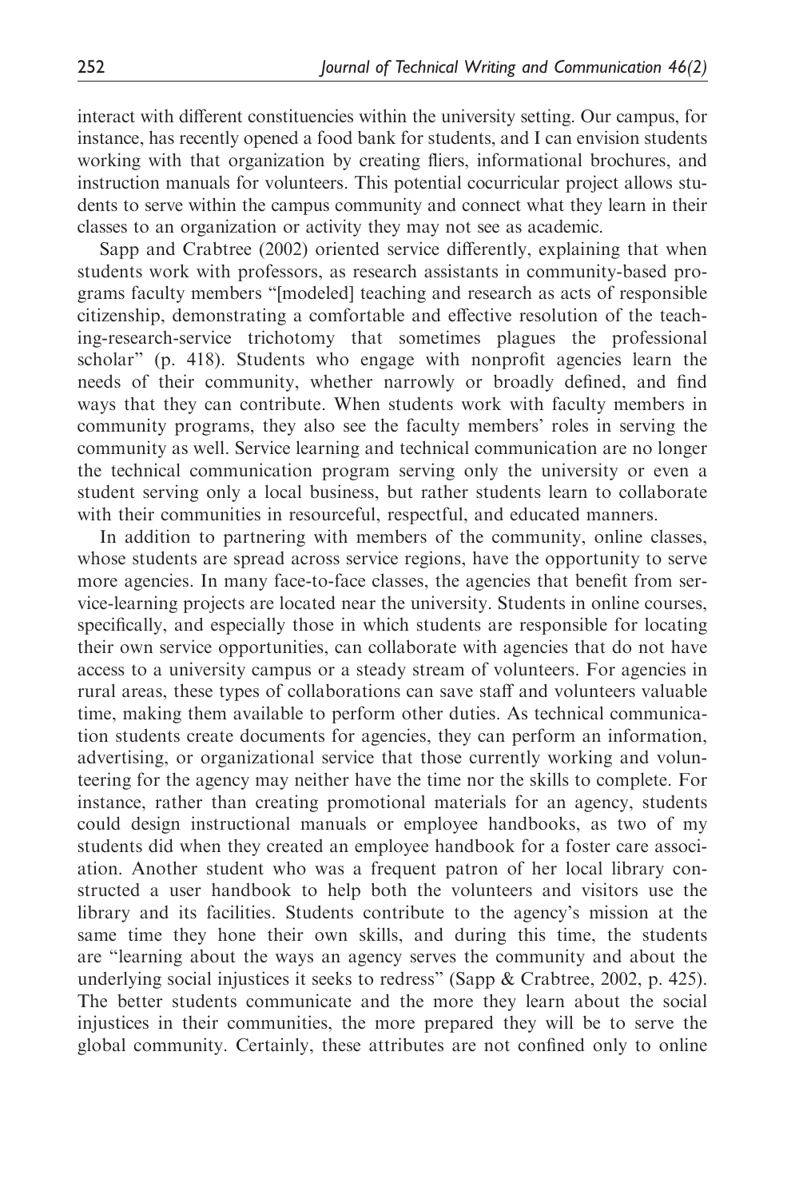interact with different constituencies within the university setting. Our campus, for instance, has recently opened a food bank for students, and I can envision students working with that organization by creating fliers, informational brochures, and instruction manuals for volunteers. This potential cocurricular project allows students to serve within the campus community and connect what they learn in their classes to an organization or activity they may not see as academic.

Sapp and Crabtree (2002) oriented service differently, explaining that when students work with professors, as research assistants in community-based programs faculty members "[modeled] teaching and research as acts of responsible citizenship, demonstrating a comfortable and effective resolution of the teaching-research-service trichotomy that sometimes plagues the professional scholar" (p. 418). Students who engage with nonprofit agencies learn the needs of their community, whether narrowly or broadly defined, and find ways that they can contribute. When students work with faculty members in community programs, they also see the faculty members' roles in serving the community as well. Service learning and technical communication are no longer the technical communication program serving only the university or even a student serving only a local business, but rather students learn to collaborate with their communities in resourceful, respectful, and educated manners.

In addition to partnering with members of the community, online classes, whose students are spread across service regions, have the opportunity to serve more agencies. In many face-to-face classes, the agencies that benefit from service-learning projects are located near the university. Students in online courses, specifically, and especially those in which students are responsible for locating their own service opportunities, can collaborate with agencies that do not have access to a university campus or a steady stream of volunteers. For agencies in rural areas, these types of collaborations can save staff and volunteers valuable time, making them available to perform other duties. As technical communication students create documents for agencies, they can perform an information, advertising, or organizational service that those currently working and volunteering for the agency may neither have the time nor the skills to complete. For instance, rather than creating promotional materials for an agency, students could design instructional manuals or employee handbooks, as two of my students did when they created an employee handbook for a foster care association. Another student who was a frequent patron of her local library constructed a user handbook to help both the volunteers and visitors use the library and its facilities. Students contribute to the agency's mission at the same time they hone their own skills, and during this time, the students are "learning about the ways an agency serves the community and about the underlying social injustices it seeks to redress" (Sapp & Crabtree, 2002, p. 425). The better students communicate and the more they learn about the social injustices in their communities, the more prepared they will be to serve the global community. Certainly, these attributes are not confined only to online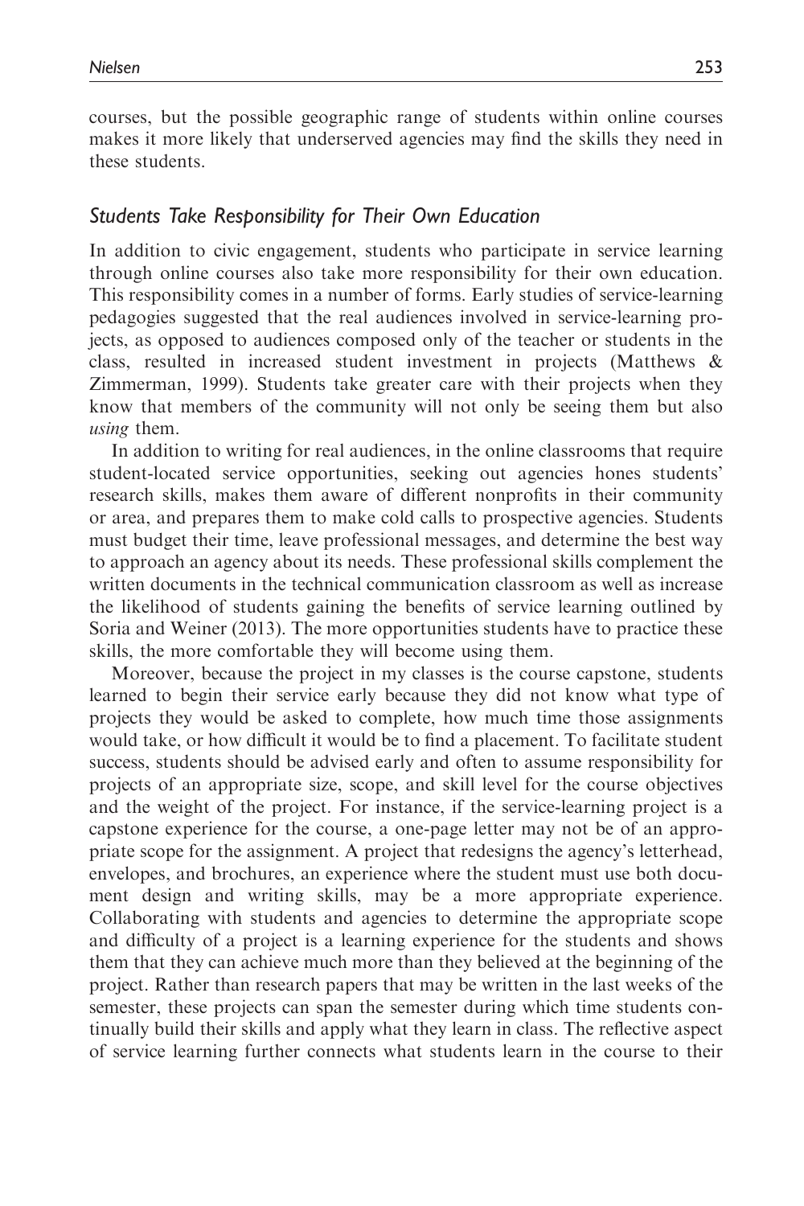courses, but the possible geographic range of students within online courses makes it more likely that underserved agencies may find the skills they need in these students.

### *Students Take Responsibility for Their Own Education*

In addition to civic engagement, students who participate in service learning through online courses also take more responsibility for their own education. This responsibility comes in a number of forms. Early studies of service-learning pedagogies suggested that the real audiences involved in service-learning projects, as opposed to audiences composed only of the teacher or students in the class, resulted in increased student investment in projects (Matthews & Zimmerman, 1999). Students take greater care with their projects when they know that members of the community will not only be seeing them but also *using* them.

In addition to writing for real audiences, in the online classrooms that require student-located service opportunities, seeking out agencies hones students' research skills, makes them aware of different nonprofits in their community or area, and prepares them to make cold calls to prospective agencies. Students must budget their time, leave professional messages, and determine the best way to approach an agency about its needs. These professional skills complement the written documents in the technical communication classroom as well as increase the likelihood of students gaining the benefits of service learning outlined by Soria and Weiner (2013). The more opportunities students have to practice these skills, the more comfortable they will become using them.

Moreover, because the project in my classes is the course capstone, students learned to begin their service early because they did not know what type of projects they would be asked to complete, how much time those assignments would take, or how difficult it would be to find a placement. To facilitate student success, students should be advised early and often to assume responsibility for projects of an appropriate size, scope, and skill level for the course objectives and the weight of the project. For instance, if the service-learning project is a capstone experience for the course, a one-page letter may not be of an appropriate scope for the assignment. A project that redesigns the agency's letterhead, envelopes, and brochures, an experience where the student must use both document design and writing skills, may be a more appropriate experience. Collaborating with students and agencies to determine the appropriate scope and difficulty of a project is a learning experience for the students and shows them that they can achieve much more than they believed at the beginning of the project. Rather than research papers that may be written in the last weeks of the semester, these projects can span the semester during which time students continually build their skills and apply what they learn in class. The reflective aspect of service learning further connects what students learn in the course to their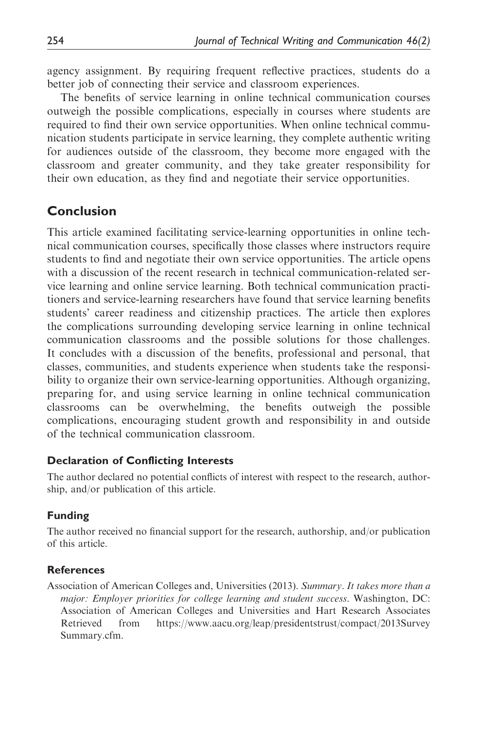agency assignment. By requiring frequent reflective practices, students do a better job of connecting their service and classroom experiences.

The benefits of service learning in online technical communication courses outweigh the possible complications, especially in courses where students are required to find their own service opportunities. When online technical communication students participate in service learning, they complete authentic writing for audiences outside of the classroom, they become more engaged with the classroom and greater community, and they take greater responsibility for their own education, as they find and negotiate their service opportunities.

## Conclusion

This article examined facilitating service-learning opportunities in online technical communication courses, specifically those classes where instructors require students to find and negotiate their own service opportunities. The article opens with a discussion of the recent research in technical communication-related service learning and online service learning. Both technical communication practitioners and service-learning researchers have found that service learning benefits students' career readiness and citizenship practices. The article then explores the complications surrounding developing service learning in online technical communication classrooms and the possible solutions for those challenges. It concludes with a discussion of the benefits, professional and personal, that classes, communities, and students experience when students take the responsibility to organize their own service-learning opportunities. Although organizing, preparing for, and using service learning in online technical communication classrooms can be overwhelming, the benefits outweigh the possible complications, encouraging student growth and responsibility in and outside of the technical communication classroom.

### Declaration of Conflicting Interests

The author declared no potential conflicts of interest with respect to the research, authorship, and/or publication of this article.

### Funding

The author received no financial support for the research, authorship, and/or publication of this article.

### References

Association of American Colleges and, Universities (2013). *Summary*. *It takes more than a major: Employer priorities for college learning and student success*. Washington, DC: Association of American Colleges and Universities and Hart Research Associates Retrieved from https://www.aacu.org/leap/presidentstrust/compact/2013SurveySummary.cfm.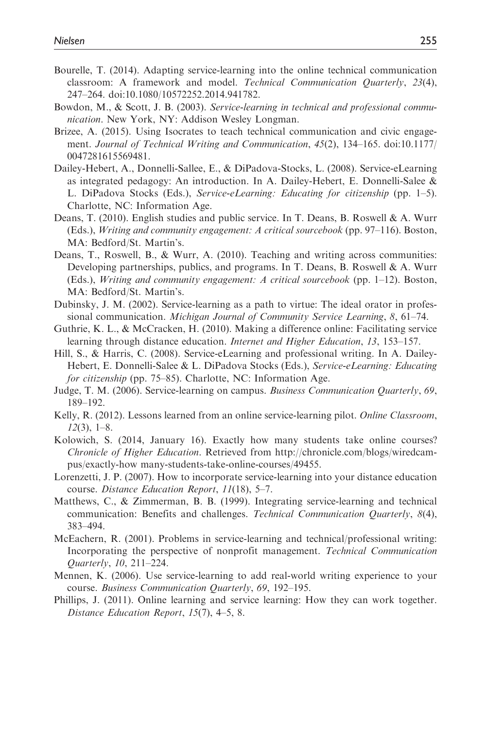Bourelle, T. (2014). Adapting service-learning into the online technical communication classroom: A framework and model. *Technical Communication Quarterly*, *23*(4), 247–264. doi:10.1080/10572252.2014.941782.

Bowdon, M., & Scott, J. B. (2003). *Service-learning in technical and professional communication*. New York, NY: Addison Wesley Longman.

Brizee, A. (2015). Using Isocrates to teach technical communication and civic engagement. *Journal of Technical Writing and Communication*, *45*(2), 134–165. doi:10.1177/0047281615569481.

Dailey-Hebert, A., Donnelli-Sallee, E., & DiPadova-Stocks, L. (2008). Service-eLearning as integrated pedagogy: An introduction. In A. Dailey-Hebert, E. Donnelli-Salee & L. DiPadova Stocks (Eds.), *Service-eLearning: Educating for citizenship* (pp. 1–5). Charlotte, NC: Information Age.

Deans, T. (2010). English studies and public service. In T. Deans, B. Roswell & A. Wurr (Eds.), *Writing and community engagement: A critical sourcebook* (pp. 97–116). Boston, MA: Bedford/St. Martin's.

Deans, T., Roswell, B., & Wurr, A. (2010). Teaching and writing across communities: Developing partnerships, publics, and programs. In T. Deans, B. Roswell & A. Wurr (Eds.), *Writing and community engagement: A critical sourcebook* (pp. 1–12). Boston, MA: Bedford/St. Martin's.

Dubinsky, J. M. (2002). Service-learning as a path to virtue: The ideal orator in professional communication. *Michigan Journal of Community Service Learning*, *8*, 61–74.

Guthrie, K. L., & McCracken, H. (2010). Making a difference online: Facilitating service learning through distance education. *Internet and Higher Education*, *13*, 153–157.

Hill, S., & Harris, C. (2008). Service-eLearning and professional writing. In A. Dailey-Hebert, E. Donnelli-Salee & L. DiPadova Stocks (Eds.), *Service-eLearning: Educating for citizenship* (pp. 75–85). Charlotte, NC: Information Age.

Judge, T. M. (2006). Service-learning on campus. *Business Communication Quarterly*, *69*, 189–192.

Kelly, R. (2012). Lessons learned from an online service-learning pilot. *Online Classroom*, *12*(3), 1–8.

Kolowich, S. (2014, January 16). Exactly how many students take online courses? *Chronicle of Higher Education*. Retrieved from http://chronicle.com/blogs/wiredcampus/exactly-how many-students-take-online-courses/49455.

Lorenzetti, J. P. (2007). How to incorporate service-learning into your distance education course. *Distance Education Report*, *11*(18), 5–7.

Matthews, C., & Zimmerman, B. B. (1999). Integrating service-learning and technical communication: Benefits and challenges. *Technical Communication Quarterly*, *8*(4), 383–494.

McEachern, R. (2001). Problems in service-learning and technical/professional writing: Incorporating the perspective of nonprofit management. *Technical Communication Quarterly*, *10*, 211–224.

Mennen, K. (2006). Use service-learning to add real-world writing experience to your course. *Business Communication Quarterly*, *69*, 192–195.

Phillips, J. (2011). Online learning and service learning: How they can work together. *Distance Education Report*, *15*(7), 4–5, 8.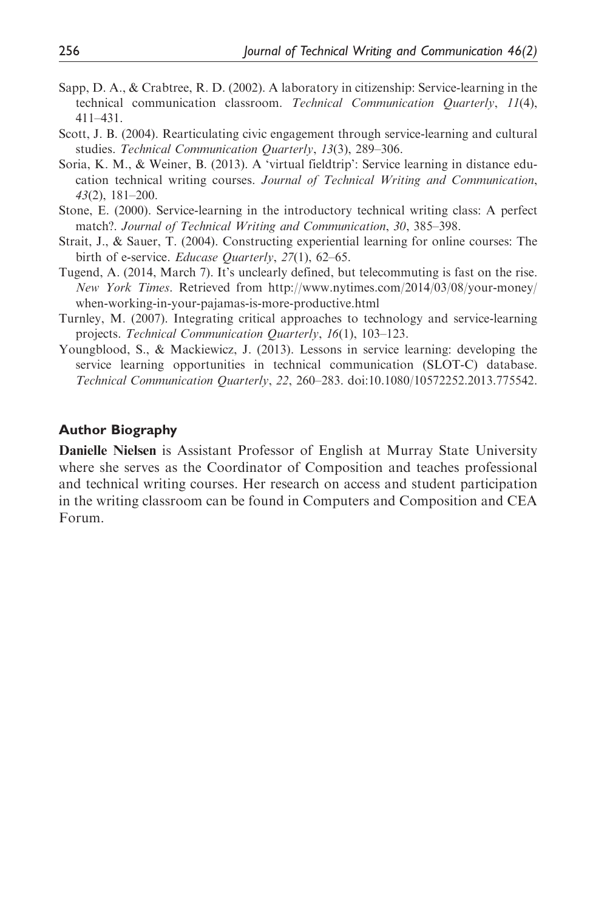Sapp, D. A., & Crabtree, R. D. (2002). A laboratory in citizenship: Service-learning in the technical communication classroom. *Technical Communication Quarterly*, *11*(4), 411–431.

Scott, J. B. (2004). Rearticulating civic engagement through service-learning and cultural studies. *Technical Communication Quarterly*, *13*(3), 289–306.

Soria, K. M., & Weiner, B. (2013). A 'virtual fieldtrip': Service learning in distance education technical writing courses. *Journal of Technical Writing and Communication*, *43*(2), 181–200.

Stone, E. (2000). Service-learning in the introductory technical writing class: A perfect match?. *Journal of Technical Writing and Communication*, *30*, 385–398.

Strait, J., & Sauer, T. (2004). Constructing experiential learning for online courses: The birth of e-service. *Educase Quarterly*, *27*(1), 62–65.

Tugend, A. (2014, March 7). It's unclearly defined, but telecommuting is fast on the rise. *New York Times*. Retrieved from http://www.nytimes.com/2014/03/08/your-money/when-working-in-your-pajamas-is-more-productive.html

Turnley, M. (2007). Integrating critical approaches to technology and service-learning projects. *Technical Communication Quarterly*, *16*(1), 103–123.

Youngblood, S., & Mackiewicz, J. (2013). Lessons in service learning: developing the service learning opportunities in technical communication (SLOT-C) database. *Technical Communication Quarterly*, *22*, 260–283. doi:10.1080/10572252.2013.775542.

## Author Biography

**Danielle Nielsen** is Assistant Professor of English at Murray State University where she serves as the Coordinator of Composition and teaches professional and technical writing courses. Her research on access and student participation in the writing classroom can be found in Computers and Composition and CEA Forum.